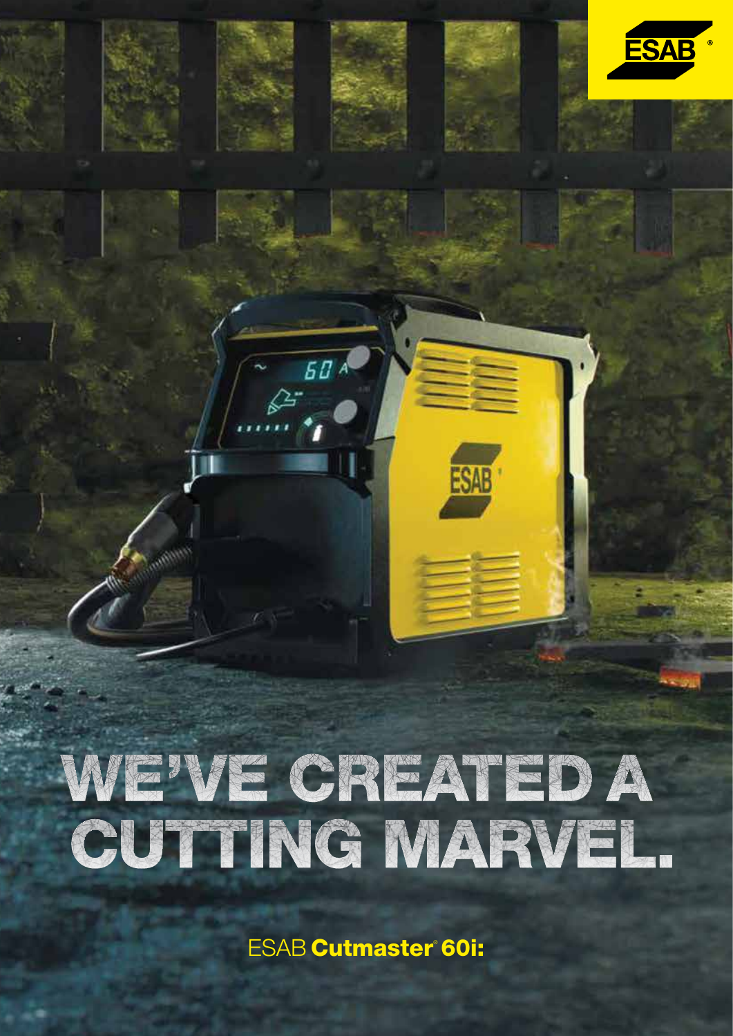ESAB®

# WE'VE CREATED A CUTTING MARVEL.

ESAB **Cutmaster® 60i:**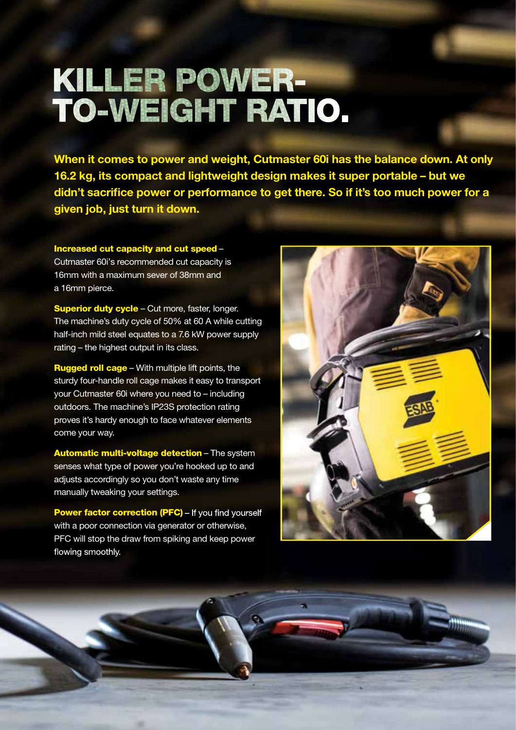# KILLER POWER-TO-WEIGHT RATIO.

**When it comes to power and weight, Cutmaster 60i has the balance down. At only 16.2 kg, its compact and lightweight design makes it super portable – but we didn't sacrifice power or performance to get there. So if it's too much power for a given job, just turn it down.**

**Increased cut capacity and cut speed** – Cutmaster 60i's recommended cut capacity is 16mm with a maximum sever of 38mm and a 16mm pierce.

**Superior duty cycle** – Cut more, faster, longer. The machine's duty cycle of 50% at 60 A while cutting half-inch mild steel equates to a 7.6 kW power supply rating – the highest output in its class.

**Rugged roll cage** – With multiple lift points, the sturdy four-handle roll cage makes it easy to transport your Cutmaster 60i where you need to – including outdoors. The machine's IP23S protection rating proves it's hardy enough to face whatever elements come your way.

**Automatic multi-voltage detection** – The system senses what type of power you're hooked up to and adjusts accordingly so you don't waste any time manually tweaking your settings.

**Power factor correction (PFC)** – If you find yourself with a poor connection via generator or otherwise, PFC will stop the draw from spiking and keep power flowing smoothly.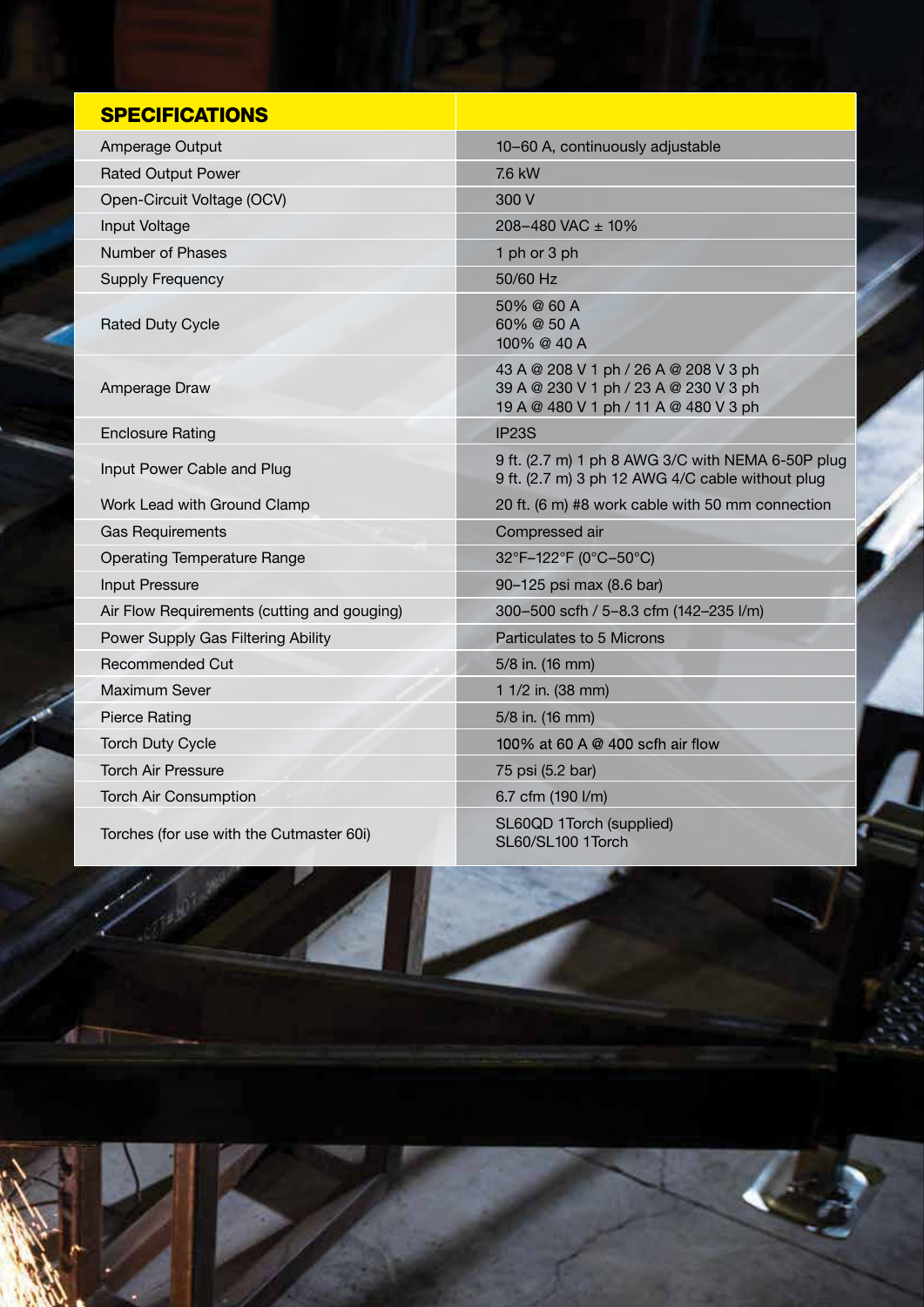| SPECIFICATIONS | |
|---|---|
| Amperage Output | 10–60 A, continuously adjustable |
| Rated Output Power | 7.6 kW |
| Open-Circuit Voltage (OCV) | 300 V |
| Input Voltage | 208–480 VAC ± 10% |
| Number of Phases | 1 ph or 3 ph |
| Supply Frequency | 50/60 Hz |
| Rated Duty Cycle | 50% @ 60 A<br>60% @ 50 A<br>100% @ 40 A |
| Amperage Draw | 43 A @ 208 V 1 ph / 26 A @ 208 V 3 ph<br>39 A @ 230 V 1 ph / 23 A @ 230 V 3 ph<br>19 A @ 480 V 1 ph / 11 A @ 480 V 3 ph |
| Enclosure Rating | IP23S |
| Input Power Cable and Plug | 9 ft. (2.7 m) 1 ph 8 AWG 3/C with NEMA 6-50P plug<br>9 ft. (2.7 m) 3 ph 12 AWG 4/C cable without plug |
| Work Lead with Ground Clamp | 20 ft. (6 m) #8 work cable with 50 mm connection |
| Gas Requirements | Compressed air |
| Operating Temperature Range | 32°F–122°F (0°C–50°C) |
| Input Pressure | 90–125 psi max (8.6 bar) |
| Air Flow Requirements (cutting and gouging) | 300–500 scfh / 5–8.3 cfm (142–235 l/m) |
| Power Supply Gas Filtering Ability | Particulates to 5 Microns |
| Recommended Cut | 5/8 in. (16 mm) |
| Maximum Sever | 1 1/2 in. (38 mm) |
| Pierce Rating | 5/8 in. (16 mm) |
| Torch Duty Cycle | 100% at 60 A @ 400 scfh air flow |
| Torch Air Pressure | 75 psi (5.2 bar) |
| Torch Air Consumption | 6.7 cfm (190 l/m) |
| Torches (for use with the Cutmaster 60i) | SL60QD 1Torch (supplied)<br>SL60/SL100 1Torch |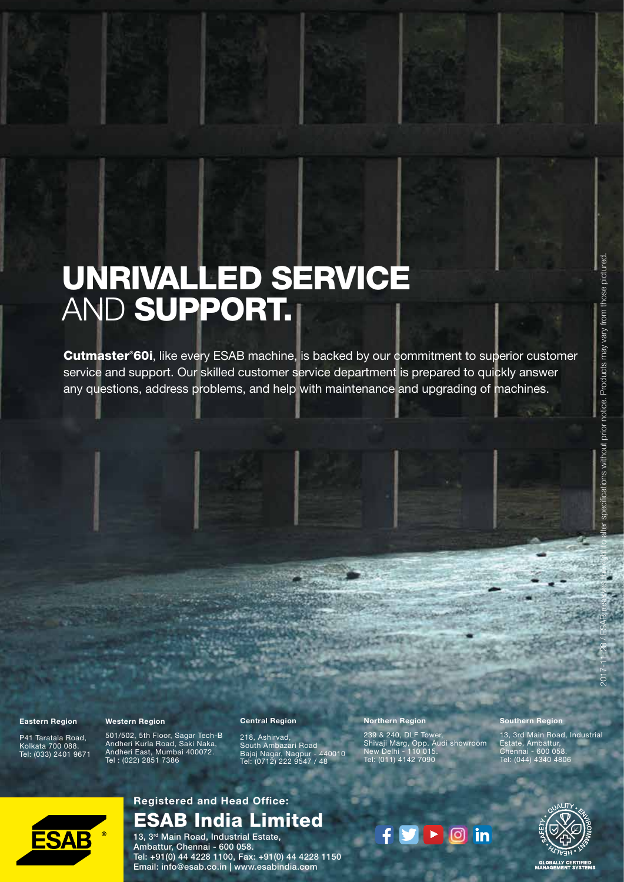# UNRIVALLED SERVICE AND SUPPORT.

**Cutmaster® 60i**, like every ESAB machine, is backed by our commitment to superior customer service and support. Our skilled customer service department is prepared to quickly answer any questions, address problems, and help with maintenance and upgrading of machines.

**Eastern Region**

P41 Taratala Road,
Kolkata 700 088.
Tel: (033) 2401 9671

**Western Region**

501/502, 5th Floor, Sagar Tech-B
Andheri Kurla Road, Saki Naka,
Andheri East, Mumbai 400072.
Tel : (022) 2851 7386

**Central Region**

218, Ashirvad,
South Ambazari Road
Bajaj Nagar, Nagpur - 440010
Tel: (0712) 222 9547 / 48

**Northern Region**

239 & 240, DLF Tower,
Shivaji Marg, Opp. Audi showroom
New Delhi - 110 015.
Tel: (011) 4142 7090

**Southern Region**

13, 3rd Main Road, Industrial
Estate, Ambattur,
Chennai - 600 058.
Tel: (044) 4340 4806

**Registered and Head Office:**

## ESAB India Limited

13, 3rd Main Road, Industrial Estate,
Ambattur, Chennai - 600 058.
Tel: +91(0) 44 4228 1100, Fax: +91(0) 44 4228 1150
Email: info@esab.co.in | www.esabindia.com

GLOBALLY CERTIFIED MANAGEMENT SYSTEMS

2017-11-28 / ESAB reserves the right to alter specifications without prior notice. Products may vary from those pictured.